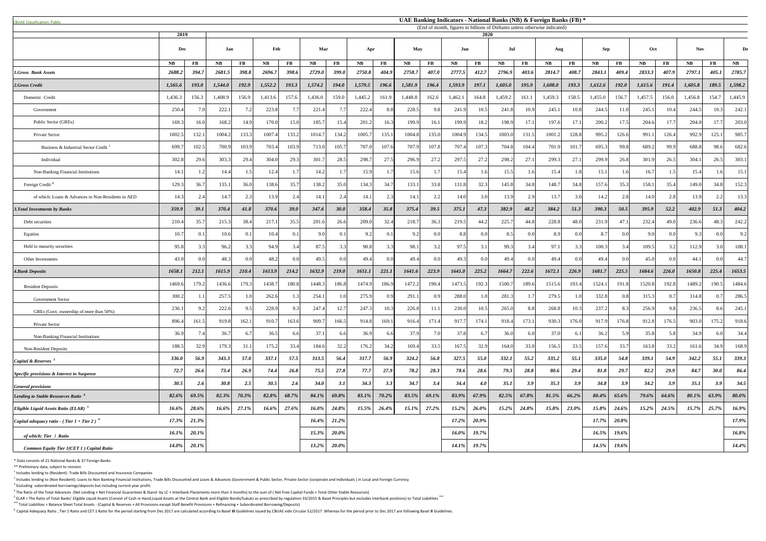CBUAE Classification: Public

# UAE Banking Indicators - National Banks (NB) & Foreign Banks (FB) *

(End of month, figures in billions of Dirhams unless otherwise indicated)

| | 2019 | | 2020 | | | | | | | | | | | | | | | | | | | | | | |
|---|---|---|---|---|---|---|---|---|---|---|---|---|---|---|---|---|---|---|---|---|---|---|---|---|---|
| | Dec | | Jan | | Feb | | Mar | | Apr | | May | | Jun | | Jul | | Aug | | Sep | | Oct | | Nov | | De |
| | NB | FB | NB | FB | NB | FB | NB | FB | NB | FB | NB | FB | NB | FB | NB | FB | NB | FB | NB | FB | NB | FB | NB | FB | NB |
| ***1.Gross Bank Assets*** | ***2688.2*** | ***394.7*** | ***2681.5*** | ***398.8*** | ***2696.7*** | ***398.6*** | ***2729.0*** | ***399.0*** | ***2750.8*** | ***404.9*** | ***2758.7*** | ***407.0*** | ***2777.5*** | ***412.7*** | ***2796.9*** | ***403.6*** | ***2814.7*** | ***408.7*** | ***2843.1*** | ***409.4*** | ***2833.3*** | ***407.9*** | ***2797.1*** | ***405.1*** | ***2785.7*** |
| ***2.Gross Credit*** | ***1,565.6*** | ***193.0*** | ***1,544.0*** | ***192.9*** | ***1,552.2*** | ***193.3*** | ***1,574.2*** | ***194.0*** | ***1,579.5*** | ***196.6*** | ***1,581.9*** | ***196.4*** | ***1,593.9*** | ***197.1*** | ***1,605.0*** | ***195.9*** | ***1,608.0*** | ***193.3*** | ***1,612.6*** | ***192.0*** | ***1,615.6*** | ***191.4*** | ***1,605.8*** | ***189.5*** | ***1,598.2*** |
| Domestic Credit | 1,436.3 | 156.3 | 1,408.9 | 156.9 | 1,413.6 | 157.6 | 1,436.0 | 159.0 | 1,445.2 | 161.9 | 1,448.8 | 162.6 | 1,462.1 | 164.8 | 1,459.2 | 161.1 | 1,459.3 | 158.5 | 1,455.0 | 156.7 | 1,457.5 | 156.0 | 1,456.8 | 154.7 | 1,445.9 |
| Government | 250.4 | 7.0 | 222.1 | 7.2 | 223.8 | 7.7 | 221.4 | 7.7 | 222.4 | 8.8 | 228.5 | 9.8 | 241.9 | 10.5 | 241.8 | 10.9 | 245.1 | 10.8 | 244.5 | 11.0 | 245.1 | 10.4 | 244.5 | 10.3 | 242.1 |
| Public Sector (GREs) | 169.3 | 16.0 | 168.2 | 14.9 | 170.0 | 15.0 | 185.7 | 15.4 | 201.2 | 16.3 | 199.9 | 16.1 | 199.9 | 18.2 | 198.9 | 17.1 | 197.6 | 17.1 | 200.2 | 17.5 | 204.6 | 17.7 | 204.0 | 17.7 | 203.0 |
| Private Sector | 1002.5 | 132.1 | 1004.2 | 133.3 | 1007.4 | 133.2 | 1014.7 | 134.2 | 1005.7 | 135.1 | 1004.8 | 135.0 | 1004.9 | 134.5 | 1003.0 | 131.5 | 1001.2 | 128.8 | 995.2 | 126.6 | 991.1 | 126.4 | 992.9 | 125.1 | 985.7 |
| Business & Industrial Sector Credit [1] | 699.7 | 102.5 | 700.9 | 103.9 | 703.4 | 103.9 | 713.0 | 105.7 | 707.0 | 107.6 | 707.9 | 107.8 | 707.4 | 107.3 | 704.8 | 104.4 | 701.9 | 101.7 | 695.3 | 99.8 | 689.2 | 99.9 | 688.8 | 98.6 | 682.6 |
| Individual | 302.8 | 29.6 | 303.3 | 29.4 | 304.0 | 29.3 | 301.7 | 28.5 | 298.7 | 27.5 | 296.9 | 27.2 | 297.5 | 27.2 | 298.2 | 27.1 | 299.3 | 27.1 | 299.9 | 26.8 | 301.9 | 26.5 | 304.1 | 26.5 | 303.1 |
| Non-Banking Financial Institutions | 14.1 | 1.2 | 14.4 | 1.5 | 12.4 | 1.7 | 14.2 | 1.7 | 15.9 | 1.7 | 15.6 | 1.7 | 15.4 | 1.6 | 15.5 | 1.6 | 15.4 | 1.8 | 15.1 | 1.6 | 16.7 | 1.5 | 15.4 | 1.6 | 15.1 |
| Foreign Credit [2] | 129.3 | 36.7 | 135.1 | 36.0 | 138.6 | 35.7 | 138.2 | 35.0 | 134.3 | 34.7 | 133.1 | 33.8 | 131.8 | 32.3 | 145.8 | 34.8 | 148.7 | 34.8 | 157.6 | 35.3 | 158.1 | 35.4 | 149.0 | 34.8 | 152.3 |
| of which: Loans & Advances to Non-Residents in AED | 14.3 | 2.4 | 14.7 | 2.3 | 13.9 | 2.4 | 14.1 | 2.4 | 14.1 | 2.3 | 14.1 | 2.2 | 14.0 | 3.0 | 13.9 | 2.9 | 13.7 | 3.0 | 14.2 | 2.8 | 14.0 | 2.8 | 13.9 | 2.2 | 13.3 |
| ***3.Total Investments by Banks*** | ***359.9*** | ***39.1*** | ***370.4*** | ***41.8*** | ***370.6*** | ***39.0*** | ***347.6*** | ***30.0*** | ***358.4*** | ***35.8*** | ***375.4*** | ***39.5*** | ***375.1*** | ***47.3*** | ***382.9*** | ***48.2*** | ***384.2*** | ***51.3*** | ***390.3*** | ***50.5*** | ***395.9*** | ***52.2*** | ***402.9*** | ***51.3*** | ***404.2*** |
| Debt securities | 210.4 | 35.7 | 215.3 | 38.4 | 217.1 | 35.5 | 201.6 | 26.6 | 209.0 | 32.4 | 218.7 | 36.3 | 219.5 | 44.2 | 225.7 | 44.8 | 228.8 | 48.0 | 231.9 | 47.1 | 232.4 | 49.0 | 236.6 | 48.3 | 242.2 |
| Equities | 10.7 | 0.1 | 10.6 | 0.1 | 10.4 | 0.1 | 9.0 | 0.1 | 9.2 | 0.1 | 9.2 | 0.0 | 8.8 | 0.0 | 8.5 | 0.0 | 8.9 | 0.0 | 8.7 | 0.0 | 9.0 | 0.0 | 9.3 | 0.0 | 9.2 |
| Held to maturity securities | 95.8 | 3.3 | 96.2 | 3.3 | 94.9 | 3.4 | 87.5 | 3.3 | 90.8 | 3.3 | 98.1 | 3.2 | 97.5 | 3.1 | 99.3 | 3.4 | 97.1 | 3.3 | 100.3 | 3.4 | 109.5 | 3.2 | 112.9 | 3.0 | 108.1 |
| Other Investments | 43.0 | 0.0 | 48.3 | 0.0 | 48.2 | 0.0 | 49.5 | 0.0 | 49.4 | 0.0 | 49.4 | 0.0 | 49.3 | 0.0 | 49.4 | 0.0 | 49.4 | 0.0 | 49.4 | 0.0 | 45.0 | 0.0 | 44.1 | 0.0 | 44.7 |
| ***4.Bank Deposits*** | ***1658.1*** | ***212.1*** | ***1615.9*** | ***210.4*** | ***1613.9*** | ***214.2*** | ***1632.9*** | ***219.0*** | ***1651.1*** | ***221.1*** | ***1641.6*** | ***223.9*** | ***1641.0*** | ***225.2*** | ***1664.7*** | ***222.6*** | ***1672.1*** | ***226.9*** | ***1681.7*** | ***225.5*** | ***1684.6*** | ***226.0*** | ***1650.8*** | ***225.4*** | ***1653.5*** |
| Resident Deposits | 1469.6 | 179.2 | 1436.6 | 179.3 | 1438.7 | 180.8 | 1448.3 | 186.8 | 1474.9 | 186.9 | 1472.2 | 190.4 | 1473.5 | 192.3 | 1500.7 | 189.6 | 1515.6 | 193.4 | 1524.1 | 191.8 | 1520.8 | 192.8 | 1489.2 | 190.5 | 1484.6 |
| Government Sector | 300.2 | 1.1 | 257.5 | 1.0 | 262.6 | 1.3 | 254.1 | 1.0 | 275.9 | 0.9 | 291.1 | 0.9 | 288.0 | 1.0 | 281.3 | 1.7 | 279.5 | 1.0 | 332.8 | 0.8 | 315.3 | 0.7 | 314.8 | 0.7 | 286.5 |
| GREs (Govt. ownership of more than 50%) | 236.1 | 9.2 | 222.6 | 9.5 | 228.9 | 9.3 | 247.4 | 12.7 | 247.3 | 10.3 | 226.8 | 11.1 | 230.0 | 10.5 | 265.0 | 8.8 | 268.8 | 10.3 | 237.2 | 8.3 | 256.9 | 9.8 | 236.5 | 8.6 | 245.1 |
| Private Sector | 896.4 | 161.5 | 919.8 | 162.1 | 910.7 | 163.6 | 909.7 | 166.5 | 914.8 | 169.1 | 916.4 | 171.4 | 917.7 | 174.1 | 918.4 | 173.1 | 930.3 | 176.0 | 917.9 | 176.8 | 912.8 | 176.5 | 903.0 | 175.2 | 918.6 |
| Non-Banking Financial Institutions | 36.9 | 7.4 | 36.7 | 6.7 | 36.5 | 6.6 | 37.1 | 6.6 | 36.9 | 6.6 | 37.9 | 7.0 | 37.8 | 6.7 | 36.0 | 6.0 | 37.0 | 6.1 | 36.2 | 5.9 | 35.8 | 5.8 | 34.9 | 6.0 | 34.4 |
| Non-Resident Deposits | 188.5 | 32.9 | 179.3 | 31.1 | 175.2 | 33.4 | 184.6 | 32.2 | 176.2 | 34.2 | 169.4 | 33.5 | 167.5 | 32.9 | 164.0 | 33.0 | 156.5 | 33.5 | 157.6 | 33.7 | 163.8 | 33.2 | 161.6 | 34.9 | 168.9 |
| ***Capital & Reserves [3]*** | ***336.0*** | ***56.9*** | ***343.3*** | ***57.0*** | ***337.1*** | ***57.5*** | ***313.5*** | ***56.4*** | ***317.7*** | ***56.9*** | ***324.2*** | ***56.8*** | ***327.5*** | ***55.0*** | ***332.1*** | ***55.2*** | ***335.2*** | ***55.1*** | ***335.0*** | ***54.8*** | ***339.1*** | ***54.9*** | ***342.2*** | ***55.1*** | ***339.3*** |
| ***Specific provisions & Interest in Suspense*** | ***72.7*** | ***26.6*** | ***73.4*** | ***26.9*** | ***74.4*** | ***26.8*** | ***75.5*** | ***27.8*** | ***77.7*** | ***27.9*** | ***78.2*** | ***28.3*** | ***78.6*** | ***28.6*** | ***79.3*** | ***28.8*** | ***80.6*** | ***29.4*** | ***81.8*** | ***29.7*** | ***82.2*** | ***29.9*** | ***84.7*** | ***30.0*** | ***86.4*** |
| ***General provisions*** | ***30.5*** | ***2.6*** | ***30.8*** | ***2.5*** | ***30.5*** | ***2.6*** | ***34.0*** | ***3.1*** | ***34.3*** | ***3.3*** | ***34.7*** | ***3.4*** | ***34.4*** | ***4.0*** | ***35.1*** | ***3.9*** | ***35.3*** | ***3.9*** | ***34.8*** | ***3.9*** | ***34.2*** | ***3.9*** | ***35.1*** | ***3.9*** | ***34.5*** |
| ***Lending to Stable Resources Ratio [4]*** | ***82.6%*** | ***69.5%*** | ***82.3%*** | ***70.3%*** | ***82.8%*** | ***68.7%*** | ***84.1%*** | ***69.8%*** | ***83.1%*** | ***70.2%*** | ***83.5%*** | ***69.1%*** | ***83.9%*** | ***67.9%*** | ***82.5%*** | ***67.8%*** | ***81.5%*** | ***66.2%*** | ***80.4%*** | ***65.6%*** | ***79.6%*** | ***64.6%*** | ***80.1%*** | ***63.9%*** | ***80.0%*** |
| ***Eligible Liquid Assets Ratio (ELAR) [5]*** | ***16.6%*** | ***28.6%*** | ***16.6%*** | ***27.1%*** | ***16.6%*** | ***27.6%*** | ***16.0%*** | ***24.8%*** | ***15.5%*** | ***26.4%*** | ***15.1%*** | ***27.2%*** | ***15.2%*** | ***26.0%*** | ***15.2%*** | ***24.8%*** | ***15.8%*** | ***23.0%*** | ***15.8%*** | ***24.6%*** | ***15.2%*** | ***24.5%*** | ***15.7%*** | ***25.7%*** | ***16.9%*** |
| ***Capital adequacy ratio - ( Tier 1 + Tier 2 ) [6]*** | ***17.3%*** | ***21.3%*** | | | | | ***16.4%*** | ***21.2%*** | | | | | ***17.2%*** | ***20.9%*** | | | | | ***17.7%*** | ***20.8%*** | | | | | ***17.9%*** |
| ***of which: Tier 1 Ratio*** | ***16.1%*** | ***20.1%*** | | | | | ***15.3%*** | ***20.0%*** | | | | | ***16.0%*** | ***19.7%*** | | | | | ***16.5%*** | ***19.6%*** | | | | | ***16.8%*** |
| ***Common Equity Tier 1(CET 1 ) Capital Ratio*** | ***14.0%*** | ***20.1%*** | | | | | ***13.2%*** | ***20.0%*** | | | | | ***14.1%*** | ***19.7%*** | | | | | ***14.5%*** | ***19.6%*** | | | | | ***14.4%*** |

\* Data consists of 21 National Banks & 37 Foreign Banks

\*\* Preliminary data, subject to revision

[1] Includes lending to (Resident): Trade Bills Discounted and Insurance Companies

[2] Includes lending to (Non Resident): Loans to Non Banking Financial Institutions, Trade Bills Discounted and Loans & Advances (Government & Public Sector, Private Sector (corporate and Individuals ) in Local and Foreign Currency

[3] Excluding subordinated borrowings/deposits but including current year profit.

[4] The Ratio of the Total Advances (Net Lending + Net Financial Guarantees & Stand -by LC + Interbank Placements more than 3 months) to the sum of ( Net Free Capital Funds + Total Other Stable Resources)

[5] ELAR = The Ratio of Total Banks' Eligible Liquid Assets (Consist of Cash in Hand,Liquid Assets at the Central Bank and Eligible Bonds/Sukuks as prescribed by regulation 33/2015 & Basel Principles but excludes interbank positions) to Total Liabilities \*\*\*

\*\*\* Total Liabilities = Balance Sheet Total Assets - (Capital & Reserves + All Provisions except Staff Benefit Provisions + Refinancing + Subordinated Borrowing/Deposits)

[6] Capital Adequacy Ratio , Tier 1 Ratio and CET 1 Ratio for the period starting from Dec 2017 are calculated according to Basel III Guidelines issued by CBUAE vide Circular 52/2017 .Whereas for the period prior to Dec 2017 are following Basel II Guidelines.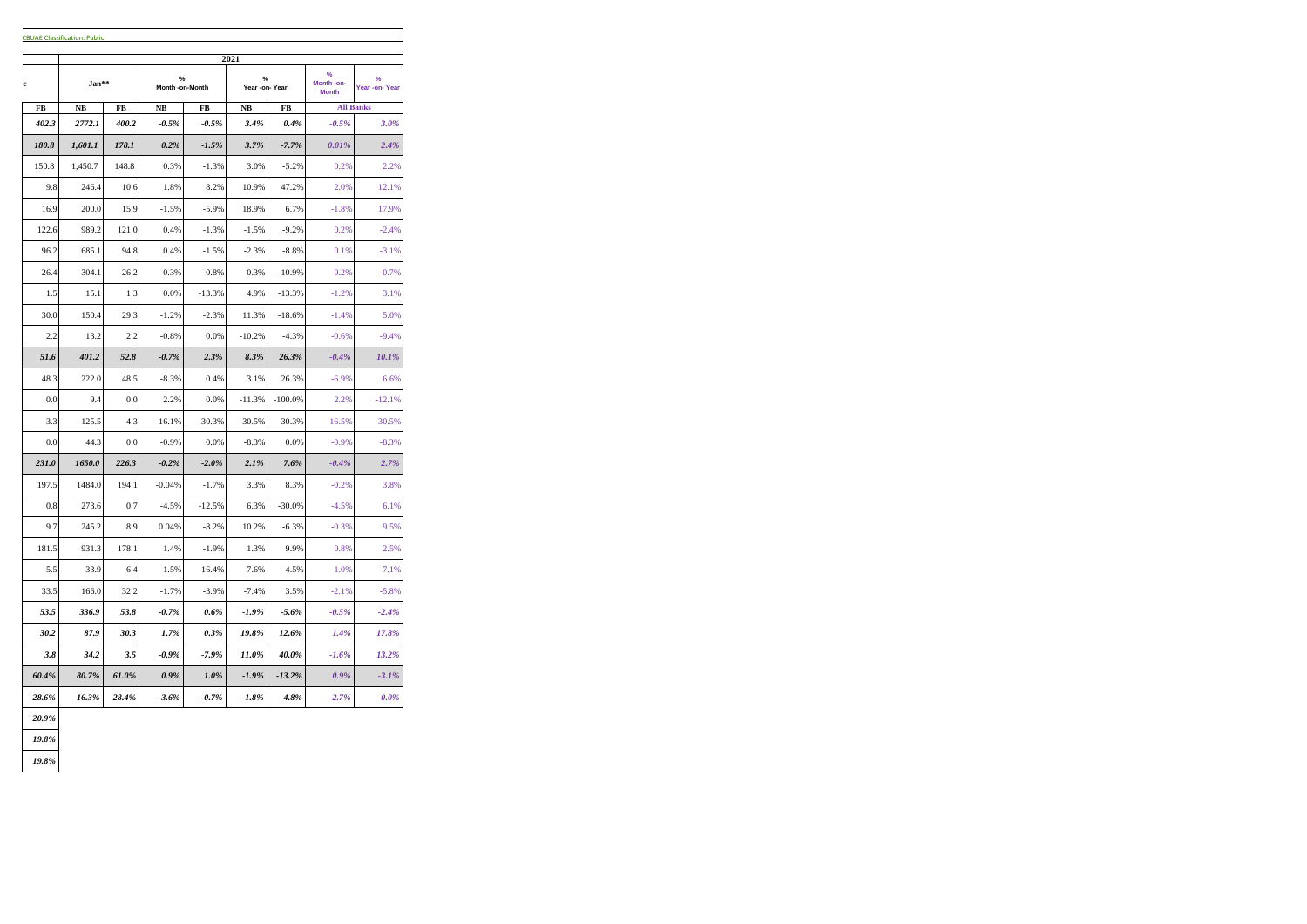CBUAE Classification: Public

| | 2021 | | | | | | | |
|---|---|---|---|---|---|---|---|---|
| c | Jan** | | % Month -on-Month | | % Year -on- Year | | % Month -on-Month | % Year -on- Year |
| FB | NB | FB | NB | FB | NB | FB | All Banks | |
| *402.3* | *2772.1* | *400.2* | *-0.5%* | *-0.5%* | *3.4%* | *0.4%* | *-0.5%* | *3.0%* |
| *180.8* | *1,601.1* | *178.1* | *0.2%* | *-1.5%* | *3.7%* | *-7.7%* | *0.01%* | *2.4%* |
| 150.8 | 1,450.7 | 148.8 | 0.3% | -1.3% | 3.0% | -5.2% | 0.2% | 2.2% |
| 9.8 | 246.4 | 10.6 | 1.8% | 8.2% | 10.9% | 47.2% | 2.0% | 12.1% |
| 16.9 | 200.0 | 15.9 | -1.5% | -5.9% | 18.9% | 6.7% | -1.8% | 17.9% |
| 122.6 | 989.2 | 121.0 | 0.4% | -1.3% | -1.5% | -9.2% | 0.2% | -2.4% |
| 96.2 | 685.1 | 94.8 | 0.4% | -1.5% | -2.3% | -8.8% | 0.1% | -3.1% |
| 26.4 | 304.1 | 26.2 | 0.3% | -0.8% | 0.3% | -10.9% | 0.2% | -0.7% |
| 1.5 | 15.1 | 1.3 | 0.0% | -13.3% | 4.9% | -13.3% | -1.2% | 3.1% |
| 30.0 | 150.4 | 29.3 | -1.2% | -2.3% | 11.3% | -18.6% | -1.4% | 5.0% |
| 2.2 | 13.2 | 2.2 | -0.8% | 0.0% | -10.2% | -4.3% | -0.6% | -9.4% |
| *51.6* | *401.2* | *52.8* | *-0.7%* | *2.3%* | *8.3%* | *26.3%* | *-0.4%* | *10.1%* |
| 48.3 | 222.0 | 48.5 | -8.3% | 0.4% | 3.1% | 26.3% | -6.9% | 6.6% |
| 0.0 | 9.4 | 0.0 | 2.2% | 0.0% | -11.3% | -100.0% | 2.2% | -12.1% |
| 3.3 | 125.5 | 4.3 | 16.1% | 30.3% | 30.5% | 30.3% | 16.5% | 30.5% |
| 0.0 | 44.3 | 0.0 | -0.9% | 0.0% | -8.3% | 0.0% | -0.9% | -8.3% |
| *231.0* | *1650.0* | *226.3* | *-0.2%* | *-2.0%* | *2.1%* | *7.6%* | *-0.4%* | *2.7%* |
| 197.5 | 1484.0 | 194.1 | -0.04% | -1.7% | 3.3% | 8.3% | -0.2% | 3.8% |
| 0.8 | 273.6 | 0.7 | -4.5% | -12.5% | 6.3% | -30.0% | -4.5% | 6.1% |
| 9.7 | 245.2 | 8.9 | 0.04% | -8.2% | 10.2% | -6.3% | -0.3% | 9.5% |
| 181.5 | 931.3 | 178.1 | 1.4% | -1.9% | 1.3% | 9.9% | 0.8% | 2.5% |
| 5.5 | 33.9 | 6.4 | -1.5% | 16.4% | -7.6% | -4.5% | 1.0% | -7.1% |
| 33.5 | 166.0 | 32.2 | -1.7% | -3.9% | -7.4% | 3.5% | -2.1% | -5.8% |
| *53.5* | *336.9* | *53.8* | *-0.7%* | *0.6%* | *-1.9%* | *-5.6%* | *-0.5%* | *-2.4%* |
| *30.2* | *87.9* | *30.3* | *1.7%* | *0.3%* | *19.8%* | *12.6%* | *1.4%* | *17.8%* |
| *3.8* | *34.2* | *3.5* | *-0.9%* | *-7.9%* | *11.0%* | *40.0%* | *-1.6%* | *13.2%* |
| *60.4%* | *80.7%* | *61.0%* | *0.9%* | *1.0%* | *-1.9%* | *-13.2%* | *0.9%* | *-3.1%* |
| *28.6%* | *16.3%* | *28.4%* | *-3.6%* | *-0.7%* | *-1.8%* | *4.8%* | *-2.7%* | *0.0%* |
| *20.9%* | | | | | | | | |
| *19.8%* | | | | | | | | |
| *19.8%* | | | | | | | | |